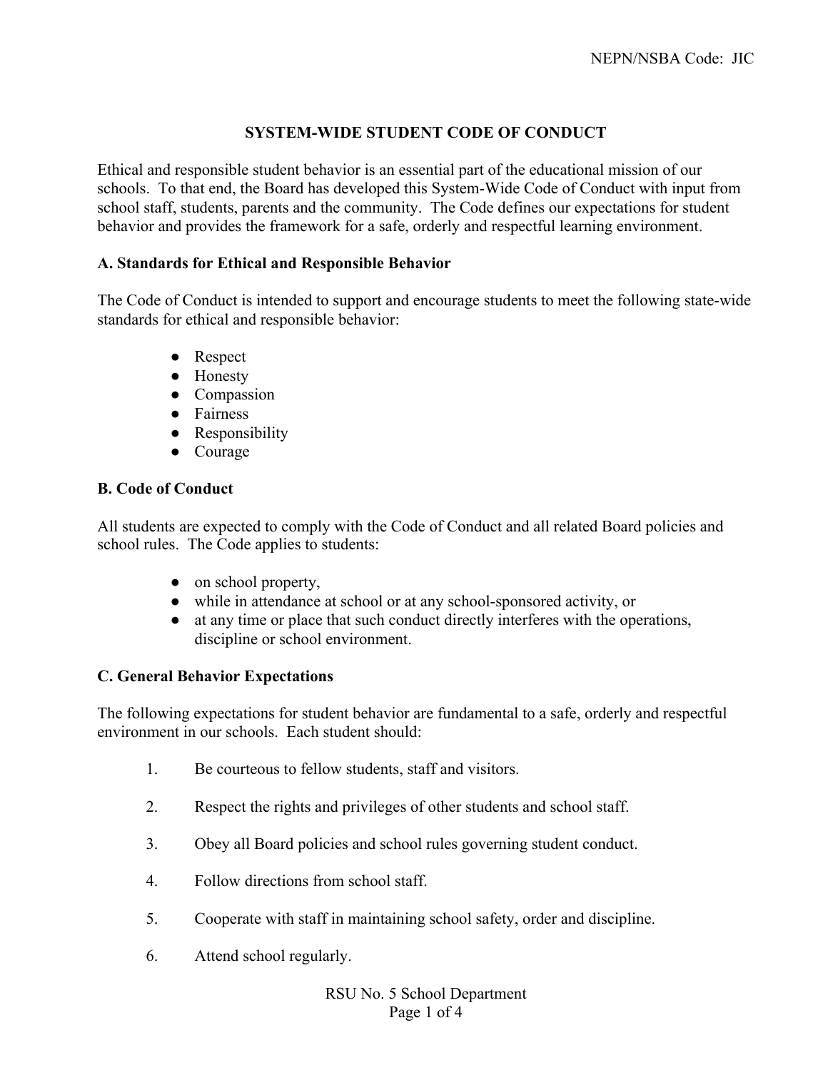# SYSTEM-WIDE STUDENT CODE OF CONDUCT

Ethical and responsible student behavior is an essential part of the educational mission of our schools. To that end, the Board has developed this System-Wide Code of Conduct with input from school staff, students, parents and the community. The Code defines our expectations for student behavior and provides the framework for a safe, orderly and respectful learning environment.

## A. Standards for Ethical and Responsible Behavior

The Code of Conduct is intended to support and encourage students to meet the following state-wide standards for ethical and responsible behavior:

- Respect
- Honesty
- Compassion
- Fairness
- Responsibility
- Courage

## B. Code of Conduct

All students are expected to comply with the Code of Conduct and all related Board policies and school rules. The Code applies to students:

- on school property,
- while in attendance at school or at any school-sponsored activity, or
- at any time or place that such conduct directly interferes with the operations, discipline or school environment.

## C. General Behavior Expectations

The following expectations for student behavior are fundamental to a safe, orderly and respectful environment in our schools. Each student should:

1. Be courteous to fellow students, staff and visitors.
2. Respect the rights and privileges of other students and school staff.
3. Obey all Board policies and school rules governing student conduct.
4. Follow directions from school staff.
5. Cooperate with staff in maintaining school safety, order and discipline.
6. Attend school regularly.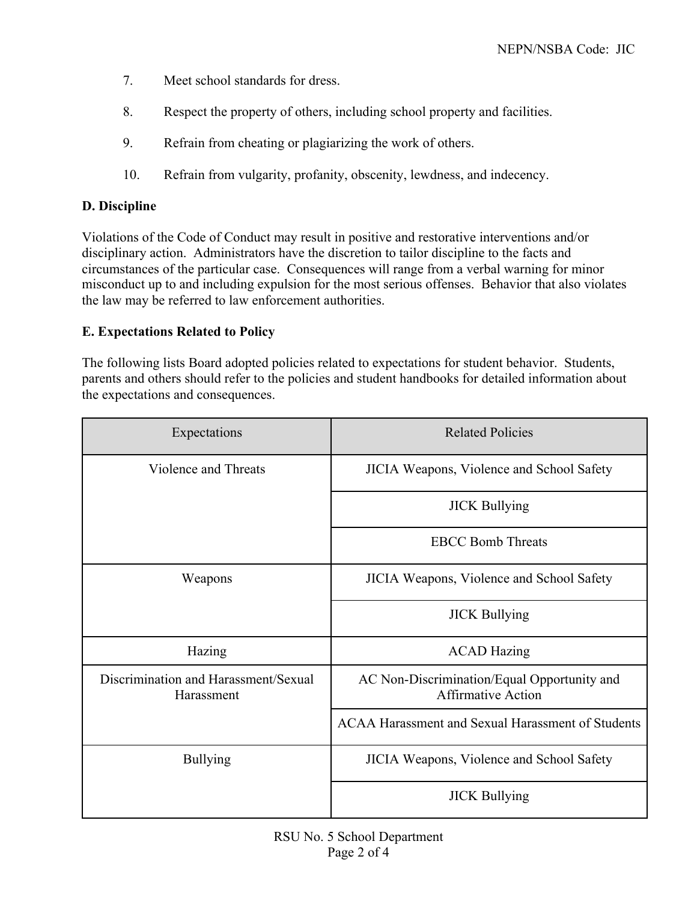7. Meet school standards for dress.

8. Respect the property of others, including school property and facilities.

9. Refrain from cheating or plagiarizing the work of others.

10. Refrain from vulgarity, profanity, obscenity, lewdness, and indecency.

**D. Discipline**

Violations of the Code of Conduct may result in positive and restorative interventions and/or disciplinary action. Administrators have the discretion to tailor discipline to the facts and circumstances of the particular case. Consequences will range from a verbal warning for minor misconduct up to and including expulsion for the most serious offenses. Behavior that also violates the law may be referred to law enforcement authorities.

**E. Expectations Related to Policy**

The following lists Board adopted policies related to expectations for student behavior. Students, parents and others should refer to the policies and student handbooks for detailed information about the expectations and consequences.

| Expectations | Related Policies |
|---|---|
| Violence and Threats | JICIA Weapons, Violence and School Safety |
| | JICK Bullying |
| | EBCC Bomb Threats |
| Weapons | JICIA Weapons, Violence and School Safety |
| | JICK Bullying |
| Hazing | ACAD Hazing |
| Discrimination and Harassment/Sexual Harassment | AC Non-Discrimination/Equal Opportunity and Affirmative Action |
| | ACAA Harassment and Sexual Harassment of Students |
| Bullying | JICIA Weapons, Violence and School Safety |
| | JICK Bullying |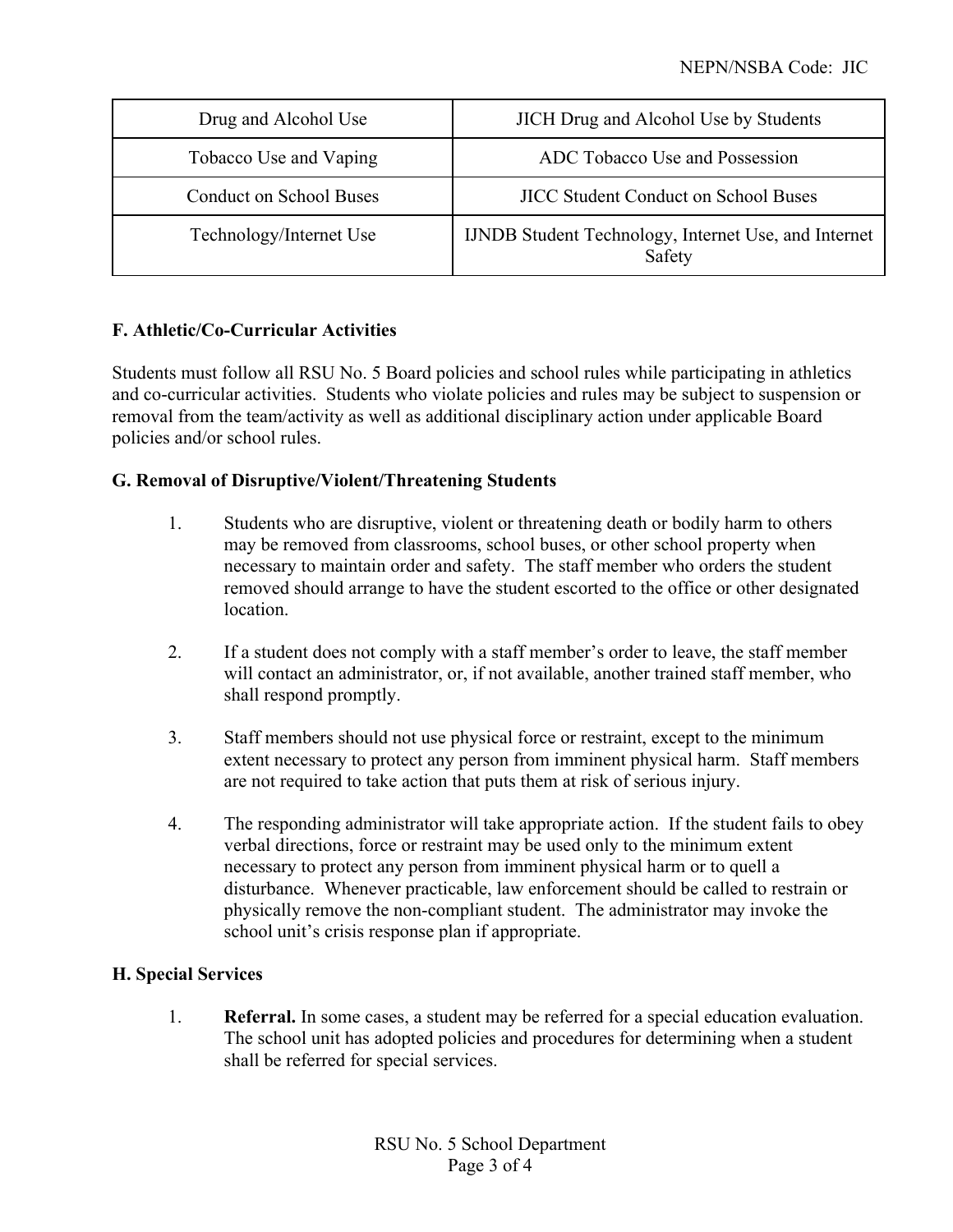| | |
|---|---|
| Drug and Alcohol Use | JICH Drug and Alcohol Use by Students |
| Tobacco Use and Vaping | ADC Tobacco Use and Possession |
| Conduct on School Buses | JICC Student Conduct on School Buses |
| Technology/Internet Use | IJNDB Student Technology, Internet Use, and Internet Safety |

**F. Athletic/Co-Curricular Activities**

Students must follow all RSU No. 5 Board policies and school rules while participating in athletics and co-curricular activities. Students who violate policies and rules may be subject to suspension or removal from the team/activity as well as additional disciplinary action under applicable Board policies and/or school rules.

**G. Removal of Disruptive/Violent/Threatening Students**

1. Students who are disruptive, violent or threatening death or bodily harm to others may be removed from classrooms, school buses, or other school property when necessary to maintain order and safety. The staff member who orders the student removed should arrange to have the student escorted to the office or other designated location.

2. If a student does not comply with a staff member's order to leave, the staff member will contact an administrator, or, if not available, another trained staff member, who shall respond promptly.

3. Staff members should not use physical force or restraint, except to the minimum extent necessary to protect any person from imminent physical harm. Staff members are not required to take action that puts them at risk of serious injury.

4. The responding administrator will take appropriate action. If the student fails to obey verbal directions, force or restraint may be used only to the minimum extent necessary to protect any person from imminent physical harm or to quell a disturbance. Whenever practicable, law enforcement should be called to restrain or physically remove the non-compliant student. The administrator may invoke the school unit's crisis response plan if appropriate.

**H. Special Services**

1. **Referral.** In some cases, a student may be referred for a special education evaluation. The school unit has adopted policies and procedures for determining when a student shall be referred for special services.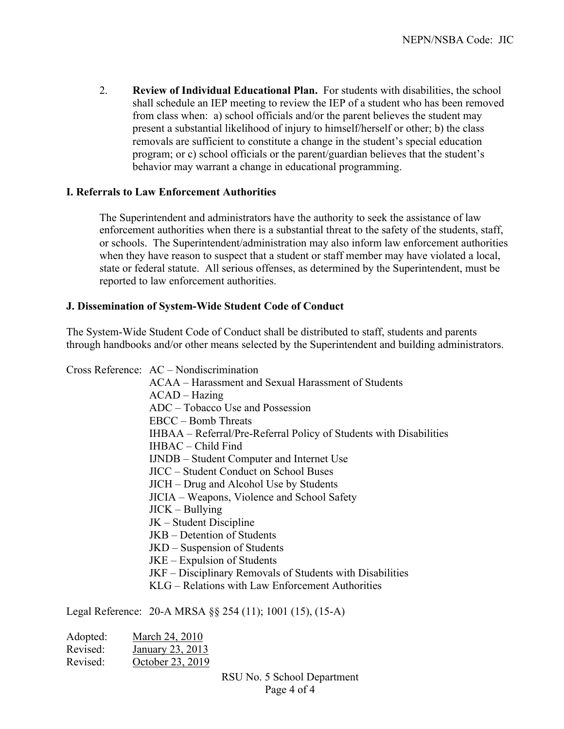2. **Review of Individual Educational Plan.** For students with disabilities, the school shall schedule an IEP meeting to review the IEP of a student who has been removed from class when: a) school officials and/or the parent believes the student may present a substantial likelihood of injury to himself/herself or other; b) the class removals are sufficient to constitute a change in the student's special education program; or c) school officials or the parent/guardian believes that the student's behavior may warrant a change in educational programming.

**I. Referrals to Law Enforcement Authorities**

The Superintendent and administrators have the authority to seek the assistance of law enforcement authorities when there is a substantial threat to the safety of the students, staff, or schools. The Superintendent/administration may also inform law enforcement authorities when they have reason to suspect that a student or staff member may have violated a local, state or federal statute. All serious offenses, as determined by the Superintendent, must be reported to law enforcement authorities.

**J. Dissemination of System-Wide Student Code of Conduct**

The System-Wide Student Code of Conduct shall be distributed to staff, students and parents through handbooks and/or other means selected by the Superintendent and building administrators.

Cross Reference: AC – Nondiscrimination
ACAA – Harassment and Sexual Harassment of Students
ACAD – Hazing
ADC – Tobacco Use and Possession
EBCC – Bomb Threats
IHBAA – Referral/Pre-Referral Policy of Students with Disabilities
IHBAC – Child Find
IJNDB – Student Computer and Internet Use
JICC – Student Conduct on School Buses
JICH – Drug and Alcohol Use by Students
JICIA – Weapons, Violence and School Safety
JICK – Bullying
JK – Student Discipline
JKB – Detention of Students
JKD – Suspension of Students
JKE – Expulsion of Students
JKF – Disciplinary Removals of Students with Disabilities
KLG – Relations with Law Enforcement Authorities

Legal Reference: 20-A MRSA §§ 254 (11); 1001 (15), (15-A)

Adopted: March 24, 2010
Revised: January 23, 2013
Revised: October 23, 2019